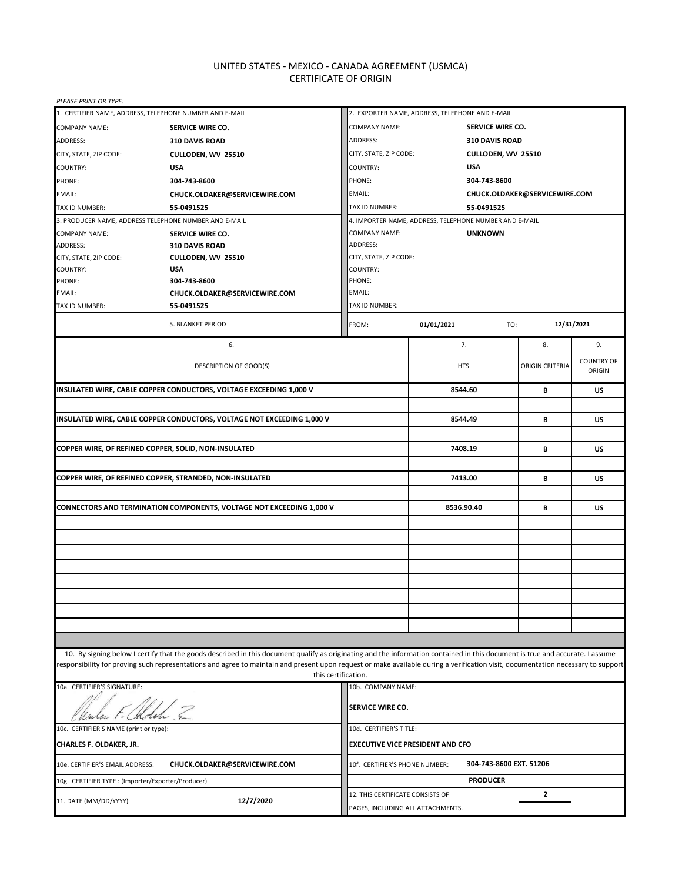# UNITED STATES - MEXICO - CANADA AGREEMENT (USMCA)
## CERTIFICATE OF ORIGIN

*PLEASE PRINT OR TYPE:*

| 1. CERTIFIER NAME, ADDRESS, TELEPHONE NUMBER AND E-MAIL | | 2. EXPORTER NAME, ADDRESS, TELEPHONE AND E-MAIL | |
|---|---|---|---|
| COMPANY NAME: | **SERVICE WIRE CO.** | COMPANY NAME: | **SERVICE WIRE CO.** |
| ADDRESS: | **310 DAVIS ROAD** | ADDRESS: | **310 DAVIS ROAD** |
| CITY, STATE, ZIP CODE: | **CULLODEN, WV 25510** | CITY, STATE, ZIP CODE: | **CULLODEN, WV 25510** |
| COUNTRY: | **USA** | COUNTRY: | **USA** |
| PHONE: | **304-743-8600** | PHONE: | **304-743-8600** |
| EMAIL: | **CHUCK.OLDAKER@SERVICEWIRE.COM** | EMAIL: | **CHUCK.OLDAKER@SERVICEWIRE.COM** |
| TAX ID NUMBER: | **55-0491525** | TAX ID NUMBER: | **55-0491525** |

| 3. PRODUCER NAME, ADDRESS TELEPHONE NUMBER AND E-MAIL | | 4. IMPORTER NAME, ADDRESS, TELEPHONE NUMBER AND E-MAIL | |
|---|---|---|---|
| COMPANY NAME: | **SERVICE WIRE CO.** | COMPANY NAME: | **UNKNOWN** |
| ADDRESS: | **310 DAVIS ROAD** | ADDRESS: | |
| CITY, STATE, ZIP CODE: | **CULLODEN, WV 25510** | CITY, STATE, ZIP CODE: | |
| COUNTRY: | **USA** | COUNTRY: | |
| PHONE: | **304-743-8600** | PHONE: | |
| EMAIL: | **CHUCK.OLDAKER@SERVICEWIRE.COM** | EMAIL: | |
| TAX ID NUMBER: | **55-0491525** | TAX ID NUMBER: | |

5. BLANKET PERIOD — FROM: **01/01/2021** TO: **12/31/2021**

| 6. DESCRIPTION OF GOOD(S) | 7. HTS | 8. ORIGIN CRITERIA | 9. COUNTRY OF ORIGIN |
|---|---|---|---|
| **INSULATED WIRE, CABLE COPPER CONDUCTORS, VOLTAGE EXCEEDING 1,000 V** | **8544.60** | **B** | **US** |
| **INSULATED WIRE, CABLE COPPER CONDUCTORS, VOLTAGE NOT EXCEEDING 1,000 V** | **8544.49** | **B** | **US** |
| **COPPER WIRE, OF REFINED COPPER, SOLID, NON-INSULATED** | **7408.19** | **B** | **US** |
| **COPPER WIRE, OF REFINED COPPER, STRANDED, NON-INSULATED** | **7413.00** | **B** | **US** |
| **CONNECTORS AND TERMINATION COMPONENTS, VOLTAGE NOT EXCEEDING 1,000 V** | **8536.90.40** | **B** | **US** |

10. By signing below I certify that the goods described in this document qualify as originating and the information contained in this document is true and accurate. I assume responsibility for proving such representations and agree to maintain and present upon request or make available during a verification visit, documentation necessary to support this certification.

| | |
|---|---|
| 10a. CERTIFIER'S SIGNATURE: [signature] | 10b. COMPANY NAME: **SERVICE WIRE CO.** |
| 10c. CERTIFIER'S NAME (print or type): **CHARLES F. OLDAKER, JR.** | 10d. CERTIFIER'S TITLE: **EXECUTIVE VICE PRESIDENT AND CFO** |
| 10e. CERTIFIER'S EMAIL ADDRESS: **CHUCK.OLDAKER@SERVICEWIRE.COM** | 10f. CERTIFIER'S PHONE NUMBER: **304-743-8600 EXT. 51206** |
| 10g. CERTIFIER TYPE : (Importer/Exporter/Producer) | **PRODUCER** |
| 11. DATE (MM/DD/YYYY) **12/7/2020** | 12. THIS CERTIFICATE CONSISTS OF **2** PAGES, INCLUDING ALL ATTACHMENTS. |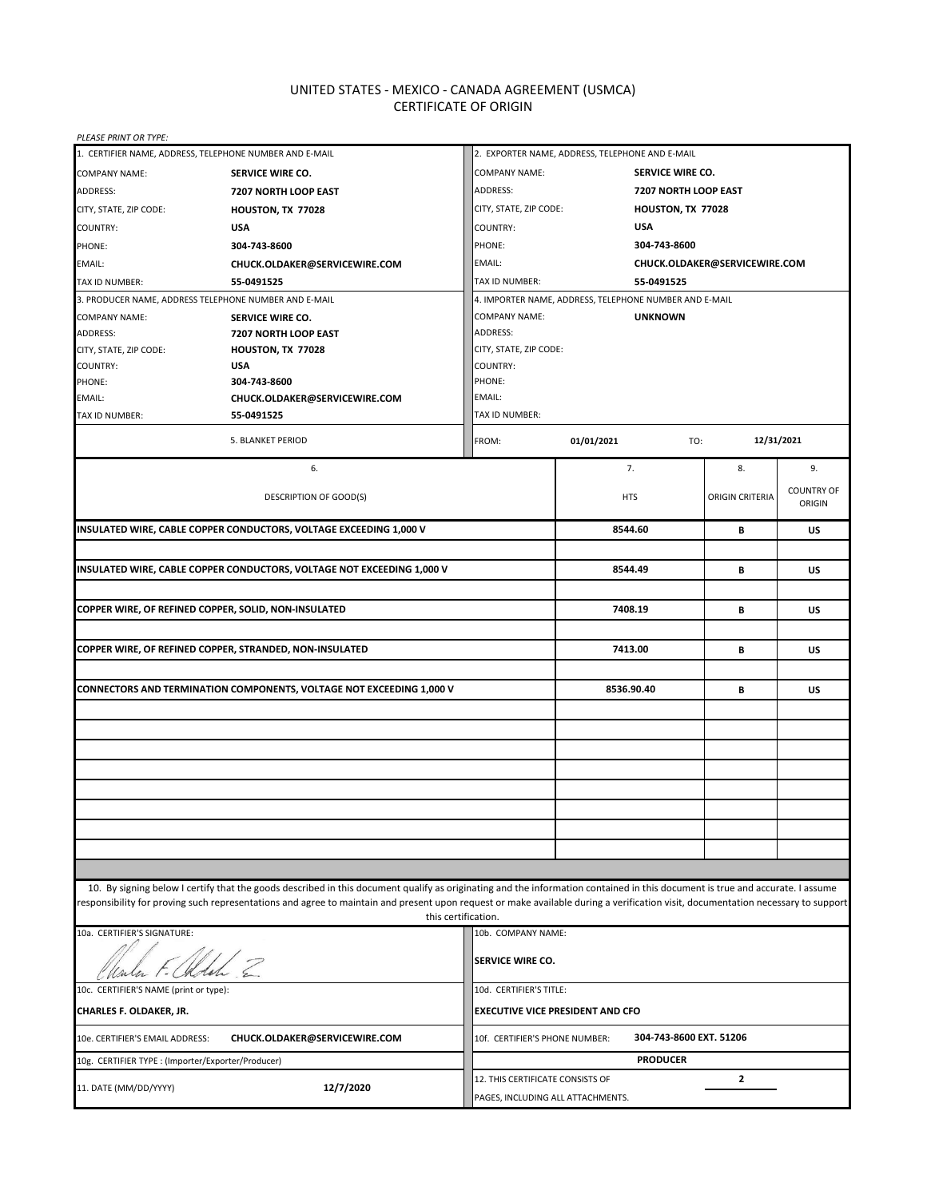# UNITED STATES - MEXICO - CANADA AGREEMENT (USMCA)
## CERTIFICATE OF ORIGIN

*PLEASE PRINT OR TYPE:*

| 1. CERTIFIER NAME, ADDRESS, TELEPHONE NUMBER AND E-MAIL | | 2. EXPORTER NAME, ADDRESS, TELEPHONE AND E-MAIL | |
|---|---|---|---|
| COMPANY NAME: | **SERVICE WIRE CO.** | COMPANY NAME: | **SERVICE WIRE CO.** |
| ADDRESS: | **7207 NORTH LOOP EAST** | ADDRESS: | **7207 NORTH LOOP EAST** |
| CITY, STATE, ZIP CODE: | **HOUSTON, TX 77028** | CITY, STATE, ZIP CODE: | **HOUSTON, TX 77028** |
| COUNTRY: | **USA** | COUNTRY: | **USA** |
| PHONE: | **304-743-8600** | PHONE: | **304-743-8600** |
| EMAIL: | **CHUCK.OLDAKER@SERVICEWIRE.COM** | EMAIL: | **CHUCK.OLDAKER@SERVICEWIRE.COM** |
| TAX ID NUMBER: | **55-0491525** | TAX ID NUMBER: | **55-0491525** |
| 3. PRODUCER NAME, ADDRESS TELEPHONE NUMBER AND E-MAIL | | 4. IMPORTER NAME, ADDRESS, TELEPHONE NUMBER AND E-MAIL | |
| COMPANY NAME: | **SERVICE WIRE CO.** | COMPANY NAME: | **UNKNOWN** |
| ADDRESS: | **7207 NORTH LOOP EAST** | ADDRESS: | |
| CITY, STATE, ZIP CODE: | **HOUSTON, TX 77028** | CITY, STATE, ZIP CODE: | |
| COUNTRY: | **USA** | COUNTRY: | |
| PHONE: | **304-743-8600** | PHONE: | |
| EMAIL: | **CHUCK.OLDAKER@SERVICEWIRE.COM** | EMAIL: | |
| TAX ID NUMBER: | **55-0491525** | TAX ID NUMBER: | |

| 5. BLANKET PERIOD | FROM: | **01/01/2021** | TO: | **12/31/2021** |
|---|---|---|---|---|

| 6. DESCRIPTION OF GOOD(S) | 7. HTS | 8. ORIGIN CRITERIA | 9. COUNTRY OF ORIGIN |
|---|---|---|---|
| **INSULATED WIRE, CABLE COPPER CONDUCTORS, VOLTAGE EXCEEDING 1,000 V** | **8544.60** | **B** | **US** |
| | | | |
| **INSULATED WIRE, CABLE COPPER CONDUCTORS, VOLTAGE NOT EXCEEDING 1,000 V** | **8544.49** | **B** | **US** |
| | | | |
| **COPPER WIRE, OF REFINED COPPER, SOLID, NON-INSULATED** | **7408.19** | **B** | **US** |
| | | | |
| **COPPER WIRE, OF REFINED COPPER, STRANDED, NON-INSULATED** | **7413.00** | **B** | **US** |
| | | | |
| **CONNECTORS AND TERMINATION COMPONENTS, VOLTAGE NOT EXCEEDING 1,000 V** | **8536.90.40** | **B** | **US** |

10. By signing below I certify that the goods described in this document qualify as originating and the information contained in this document is true and accurate. I assume responsibility for proving such representations and agree to maintain and present upon request or make available during a verification visit, documentation necessary to support this certification.

| 10a. CERTIFIER'S SIGNATURE: | 10b. COMPANY NAME: |
|---|---|
| Charles F. Oldaker, Jr. | **SERVICE WIRE CO.** |
| 10c. CERTIFIER'S NAME (print or type): **CHARLES F. OLDAKER, JR.** | 10d. CERTIFIER'S TITLE: **EXECUTIVE VICE PRESIDENT AND CFO** |
| 10e. CERTIFIER'S EMAIL ADDRESS: **CHUCK.OLDAKER@SERVICEWIRE.COM** | 10f. CERTIFIER'S PHONE NUMBER: **304-743-8600 EXT. 51206** |
| 10g. CERTIFIER TYPE : (Importer/Exporter/Producer) | **PRODUCER** |
| 11. DATE (MM/DD/YYYY) **12/7/2020** | 12. THIS CERTIFICATE CONSISTS OF **2** PAGES, INCLUDING ALL ATTACHMENTS. |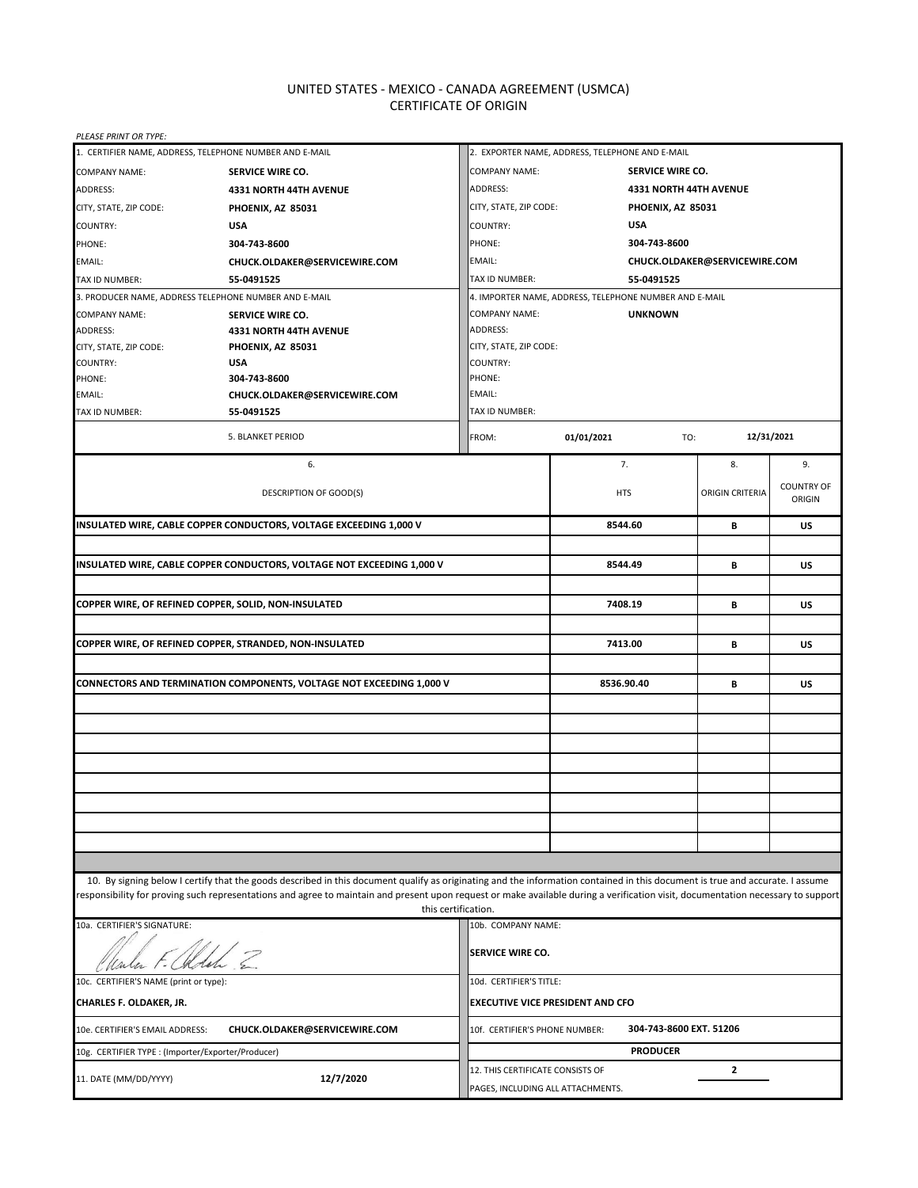# UNITED STATES - MEXICO - CANADA AGREEMENT (USMCA)
## CERTIFICATE OF ORIGIN

*PLEASE PRINT OR TYPE:*

| 1. CERTIFIER NAME, ADDRESS, TELEPHONE NUMBER AND E-MAIL | | 2. EXPORTER NAME, ADDRESS, TELEPHONE AND E-MAIL | |
|---|---|---|---|
| COMPANY NAME: | **SERVICE WIRE CO.** | COMPANY NAME: | **SERVICE WIRE CO.** |
| ADDRESS: | **4331 NORTH 44TH AVENUE** | ADDRESS: | **4331 NORTH 44TH AVENUE** |
| CITY, STATE, ZIP CODE: | **PHOENIX, AZ 85031** | CITY, STATE, ZIP CODE: | **PHOENIX, AZ 85031** |
| COUNTRY: | **USA** | COUNTRY: | **USA** |
| PHONE: | **304-743-8600** | PHONE: | **304-743-8600** |
| EMAIL: | **CHUCK.OLDAKER@SERVICEWIRE.COM** | EMAIL: | **CHUCK.OLDAKER@SERVICEWIRE.COM** |
| TAX ID NUMBER: | **55-0491525** | TAX ID NUMBER: | **55-0491525** |

| 3. PRODUCER NAME, ADDRESS TELEPHONE NUMBER AND E-MAIL | | 4. IMPORTER NAME, ADDRESS, TELEPHONE NUMBER AND E-MAIL | |
|---|---|---|---|
| COMPANY NAME: | **SERVICE WIRE CO.** | COMPANY NAME: | **UNKNOWN** |
| ADDRESS: | **4331 NORTH 44TH AVENUE** | ADDRESS: | |
| CITY, STATE, ZIP CODE: | **PHOENIX, AZ 85031** | CITY, STATE, ZIP CODE: | |
| COUNTRY: | **USA** | COUNTRY: | |
| PHONE: | **304-743-8600** | PHONE: | |
| EMAIL: | **CHUCK.OLDAKER@SERVICEWIRE.COM** | EMAIL: | |
| TAX ID NUMBER: | **55-0491525** | TAX ID NUMBER: | |

5. BLANKET PERIOD — FROM: **01/01/2021** TO: **12/31/2021**

| 6. DESCRIPTION OF GOOD(S) | 7. HTS | 8. ORIGIN CRITERIA | 9. COUNTRY OF ORIGIN |
|---|---|---|---|
| **INSULATED WIRE, CABLE COPPER CONDUCTORS, VOLTAGE EXCEEDING 1,000 V** | **8544.60** | **B** | **US** |
| **INSULATED WIRE, CABLE COPPER CONDUCTORS, VOLTAGE NOT EXCEEDING 1,000 V** | **8544.49** | **B** | **US** |
| **COPPER WIRE, OF REFINED COPPER, SOLID, NON-INSULATED** | **7408.19** | **B** | **US** |
| **COPPER WIRE, OF REFINED COPPER, STRANDED, NON-INSULATED** | **7413.00** | **B** | **US** |
| **CONNECTORS AND TERMINATION COMPONENTS, VOLTAGE NOT EXCEEDING 1,000 V** | **8536.90.40** | **B** | **US** |

10. By signing below I certify that the goods described in this document qualify as originating and the information contained in this document is true and accurate. I assume responsibility for proving such representations and agree to maintain and present upon request or make available during a verification visit, documentation necessary to support this certification.

| | |
|---|---|
| 10a. CERTIFIER'S SIGNATURE: Charles F. Oldaker Jr. | 10b. COMPANY NAME: **SERVICE WIRE CO.** |
| 10c. CERTIFIER'S NAME (print or type): **CHARLES F. OLDAKER, JR.** | 10d. CERTIFIER'S TITLE: **EXECUTIVE VICE PRESIDENT AND CFO** |
| 10e. CERTIFIER'S EMAIL ADDRESS: **CHUCK.OLDAKER@SERVICEWIRE.COM** | 10f. CERTIFIER'S PHONE NUMBER: **304-743-8600 EXT. 51206** |
| 10g. CERTIFIER TYPE : (Importer/Exporter/Producer) | **PRODUCER** |
| 11. DATE (MM/DD/YYYY) **12/7/2020** | 12. THIS CERTIFICATE CONSISTS OF **2** PAGES, INCLUDING ALL ATTACHMENTS. |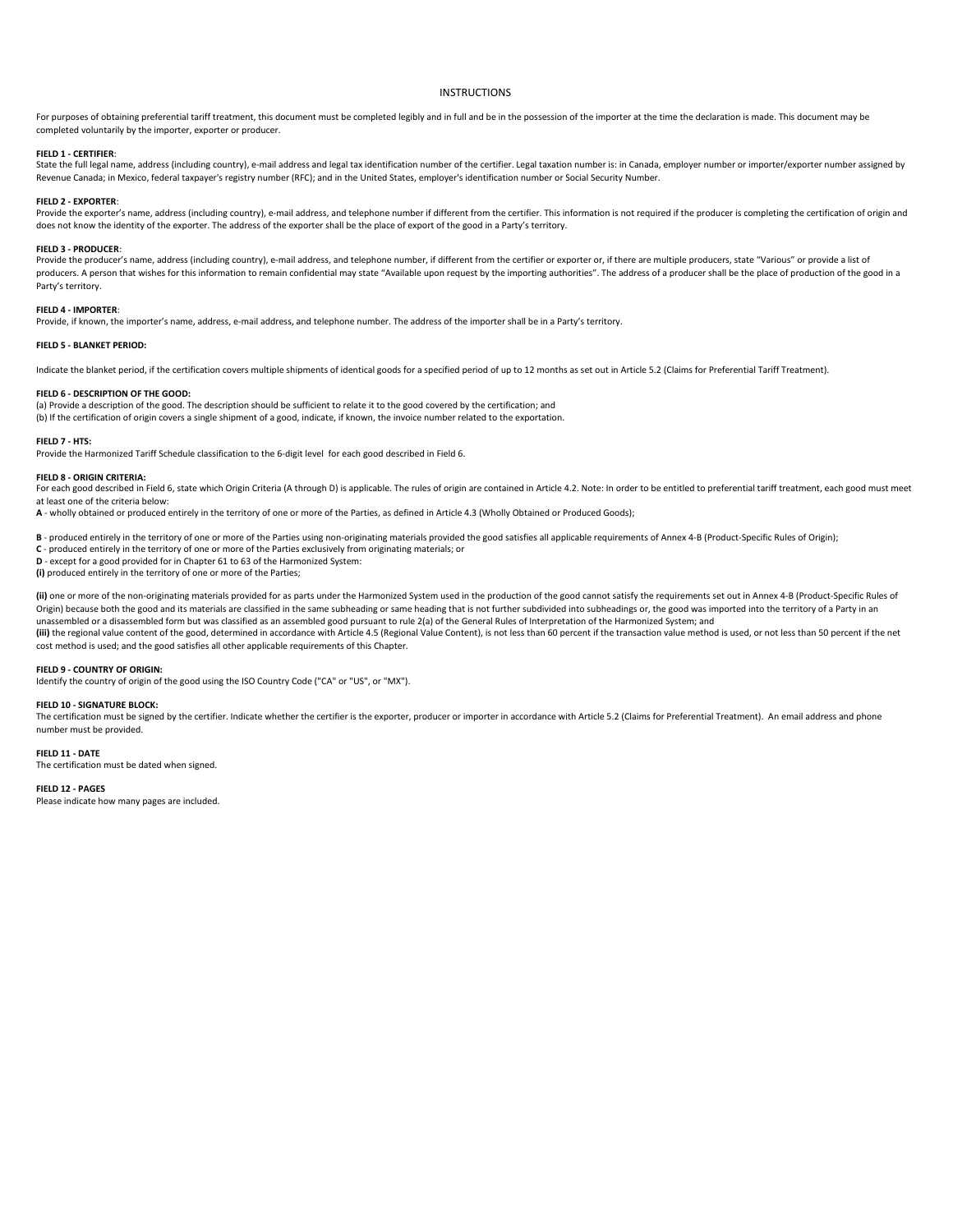# INSTRUCTIONS

For purposes of obtaining preferential tariff treatment, this document must be completed legibly and in full and be in the possession of the importer at the time the declaration is made. This document may be completed voluntarily by the importer, exporter or producer.

**FIELD 1 - CERTIFIER**:
State the full legal name, address (including country), e-mail address and legal tax identification number of the certifier. Legal taxation number is: in Canada, employer number or importer/exporter number assigned by Revenue Canada; in Mexico, federal taxpayer's registry number (RFC); and in the United States, employer's identification number or Social Security Number.

**FIELD 2 - EXPORTER**:
Provide the exporter's name, address (including country), e-mail address, and telephone number if different from the certifier. This information is not required if the producer is completing the certification of origin and does not know the identity of the exporter. The address of the exporter shall be the place of export of the good in a Party's territory.

**FIELD 3 - PRODUCER**:
Provide the producer's name, address (including country), e-mail address, and telephone number, if different from the certifier or exporter or, if there are multiple producers, state "Various" or provide a list of producers. A person that wishes for this information to remain confidential may state "Available upon request by the importing authorities". The address of a producer shall be the place of production of the good in a Party's territory.

**FIELD 4 - IMPORTER**:
Provide, if known, the importer's name, address, e-mail address, and telephone number. The address of the importer shall be in a Party's territory.

**FIELD 5 - BLANKET PERIOD:**

Indicate the blanket period, if the certification covers multiple shipments of identical goods for a specified period of up to 12 months as set out in Article 5.2 (Claims for Preferential Tariff Treatment).

**FIELD 6 - DESCRIPTION OF THE GOOD:**
(a) Provide a description of the good. The description should be sufficient to relate it to the good covered by the certification; and
(b) If the certification of origin covers a single shipment of a good, indicate, if known, the invoice number related to the exportation.

**FIELD 7 - HTS:**
Provide the Harmonized Tariff Schedule classification to the 6-digit level for each good described in Field 6.

**FIELD 8 - ORIGIN CRITERIA:**
For each good described in Field 6, state which Origin Criteria (A through D) is applicable. The rules of origin are contained in Article 4.2. Note: In order to be entitled to preferential tariff treatment, each good must meet at least one of the criteria below:
**A** - wholly obtained or produced entirely in the territory of one or more of the Parties, as defined in Article 4.3 (Wholly Obtained or Produced Goods);

**B** - produced entirely in the territory of one or more of the Parties using non-originating materials provided the good satisfies all applicable requirements of Annex 4-B (Product-Specific Rules of Origin);
**C** - produced entirely in the territory of one or more of the Parties exclusively from originating materials; or
**D** - except for a good provided for in Chapter 61 to 63 of the Harmonized System:
**(i)** produced entirely in the territory of one or more of the Parties;

**(ii)** one or more of the non-originating materials provided for as parts under the Harmonized System used in the production of the good cannot satisfy the requirements set out in Annex 4-B (Product-Specific Rules of Origin) because both the good and its materials are classified in the same subheading or same heading that is not further subdivided into subheadings or, the good was imported into the territory of a Party in an unassembled or a disassembled form but was classified as an assembled good pursuant to rule 2(a) of the General Rules of Interpretation of the Harmonized System; and
**(iii)** the regional value content of the good, determined in accordance with Article 4.5 (Regional Value Content), is not less than 60 percent if the transaction value method is used, or not less than 50 percent if the net cost method is used; and the good satisfies all other applicable requirements of this Chapter.

**FIELD 9 - COUNTRY OF ORIGIN:**
Identify the country of origin of the good using the ISO Country Code ("CA" or "US", or "MX").

**FIELD 10 - SIGNATURE BLOCK:**
The certification must be signed by the certifier. Indicate whether the certifier is the exporter, producer or importer in accordance with Article 5.2 (Claims for Preferential Treatment). An email address and phone number must be provided.

**FIELD 11 - DATE**
The certification must be dated when signed.

**FIELD 12 - PAGES**
Please indicate how many pages are included.